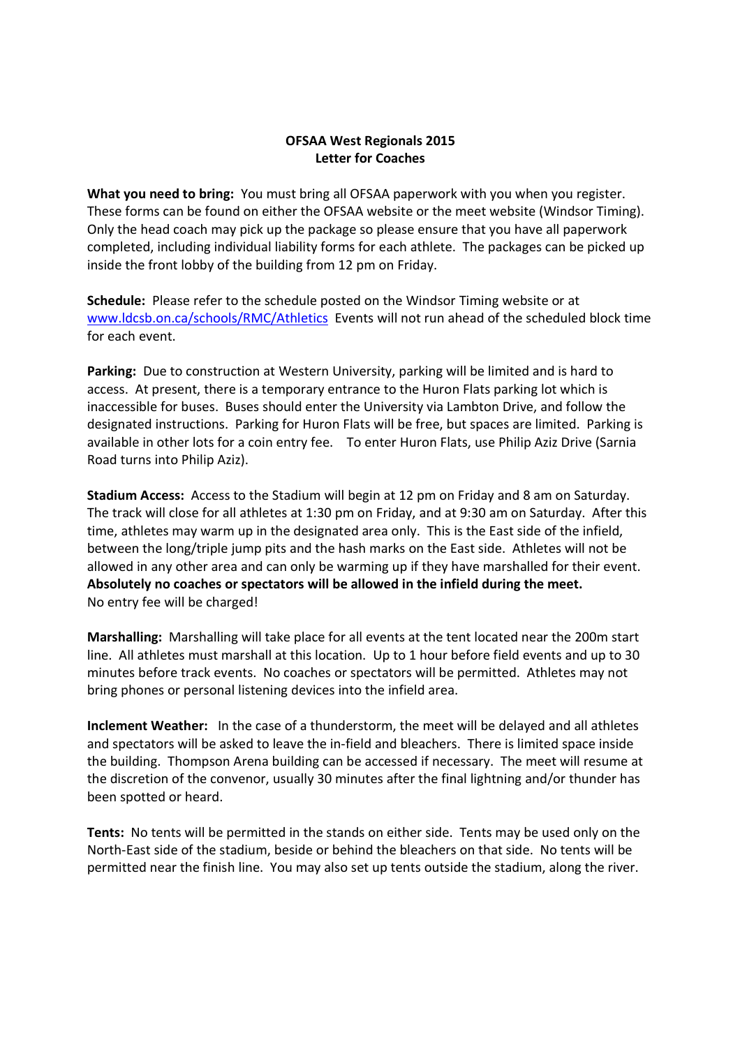**OFSAA West Regionals 2015**
**Letter for Coaches**

**What you need to bring:** You must bring all OFSAA paperwork with you when you register. These forms can be found on either the OFSAA website or the meet website (Windsor Timing). Only the head coach may pick up the package so please ensure that you have all paperwork completed, including individual liability forms for each athlete. The packages can be picked up inside the front lobby of the building from 12 pm on Friday.

**Schedule:** Please refer to the schedule posted on the Windsor Timing website or at [www.ldcsb.on.ca/schools/RMC/Athletics](www.ldcsb.on.ca/schools/RMC/Athletics) Events will not run ahead of the scheduled block time for each event.

**Parking:** Due to construction at Western University, parking will be limited and is hard to access. At present, there is a temporary entrance to the Huron Flats parking lot which is inaccessible for buses. Buses should enter the University via Lambton Drive, and follow the designated instructions. Parking for Huron Flats will be free, but spaces are limited. Parking is available in other lots for a coin entry fee. To enter Huron Flats, use Philip Aziz Drive (Sarnia Road turns into Philip Aziz).

**Stadium Access:** Access to the Stadium will begin at 12 pm on Friday and 8 am on Saturday. The track will close for all athletes at 1:30 pm on Friday, and at 9:30 am on Saturday. After this time, athletes may warm up in the designated area only. This is the East side of the infield, between the long/triple jump pits and the hash marks on the East side. Athletes will not be allowed in any other area and can only be warming up if they have marshalled for their event. **Absolutely no coaches or spectators will be allowed in the infield during the meet.** No entry fee will be charged!

**Marshalling:** Marshalling will take place for all events at the tent located near the 200m start line. All athletes must marshall at this location. Up to 1 hour before field events and up to 30 minutes before track events. No coaches or spectators will be permitted. Athletes may not bring phones or personal listening devices into the infield area.

**Inclement Weather:** In the case of a thunderstorm, the meet will be delayed and all athletes and spectators will be asked to leave the in-field and bleachers. There is limited space inside the building. Thompson Arena building can be accessed if necessary. The meet will resume at the discretion of the convenor, usually 30 minutes after the final lightning and/or thunder has been spotted or heard.

**Tents:** No tents will be permitted in the stands on either side. Tents may be used only on the North-East side of the stadium, beside or behind the bleachers on that side. No tents will be permitted near the finish line. You may also set up tents outside the stadium, along the river.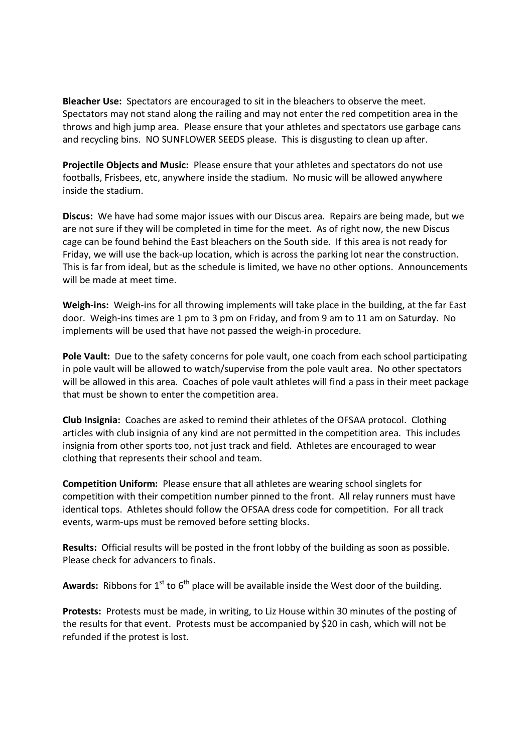**Bleacher Use:** Spectators are encouraged to sit in the bleachers to observe the meet. Spectators may not stand along the railing and may not enter the red competition area in the throws and high jump area. Please ensure that your athletes and spectators use garbage cans and recycling bins. NO SUNFLOWER SEEDS please. This is disgusting to clean up after.

**Projectile Objects and Music:** Please ensure that your athletes and spectators do not use footballs, Frisbees, etc, anywhere inside the stadium. No music will be allowed anywhere inside the stadium.

**Discus:** We have had some major issues with our Discus area. Repairs are being made, but we are not sure if they will be completed in time for the meet. As of right now, the new Discus cage can be found behind the East bleachers on the South side. If this area is not ready for Friday, we will use the back-up location, which is across the parking lot near the construction. This is far from ideal, but as the schedule is limited, we have no other options. Announcements will be made at meet time.

**Weigh-ins:** Weigh-ins for all throwing implements will take place in the building, at the far East door. Weigh-ins times are 1 pm to 3 pm on Friday, and from 9 am to 11 am on Saturday. No implements will be used that have not passed the weigh-in procedure.

**Pole Vault:** Due to the safety concerns for pole vault, one coach from each school participating in pole vault will be allowed to watch/supervise from the pole vault area. No other spectators will be allowed in this area. Coaches of pole vault athletes will find a pass in their meet package that must be shown to enter the competition area.

**Club Insignia:** Coaches are asked to remind their athletes of the OFSAA protocol. Clothing articles with club insignia of any kind are not permitted in the competition area. This includes insignia from other sports too, not just track and field. Athletes are encouraged to wear clothing that represents their school and team.

**Competition Uniform:** Please ensure that all athletes are wearing school singlets for competition with their competition number pinned to the front. All relay runners must have identical tops. Athletes should follow the OFSAA dress code for competition. For all track events, warm-ups must be removed before setting blocks.

**Results:** Official results will be posted in the front lobby of the building as soon as possible. Please check for advancers to finals.

**Awards:** Ribbons for 1st to 6th place will be available inside the West door of the building.

**Protests:** Protests must be made, in writing, to Liz House within 30 minutes of the posting of the results for that event. Protests must be accompanied by $20 in cash, which will not be refunded if the protest is lost.